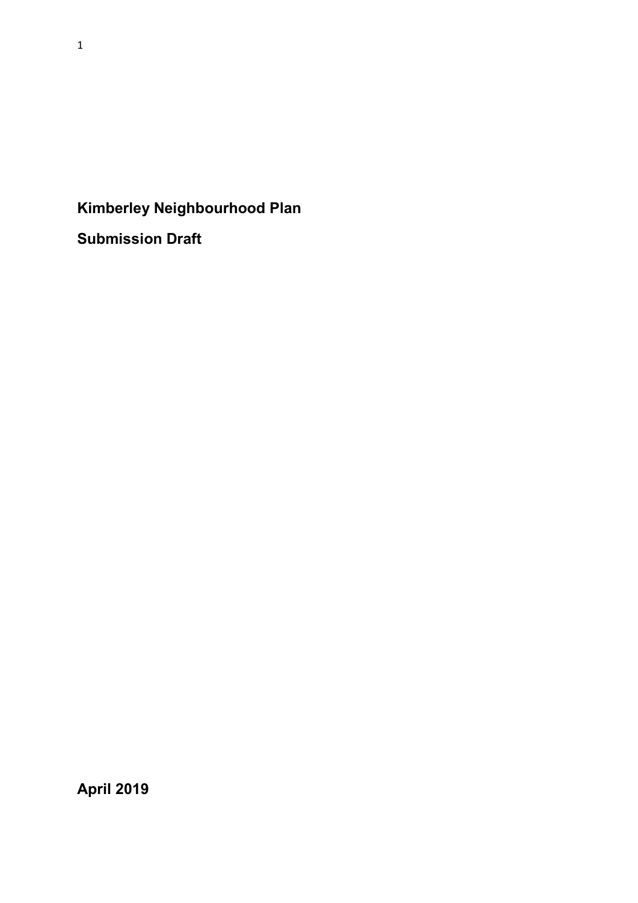# Kimberley Neighbourhood Plan

## Submission Draft

**April 2019**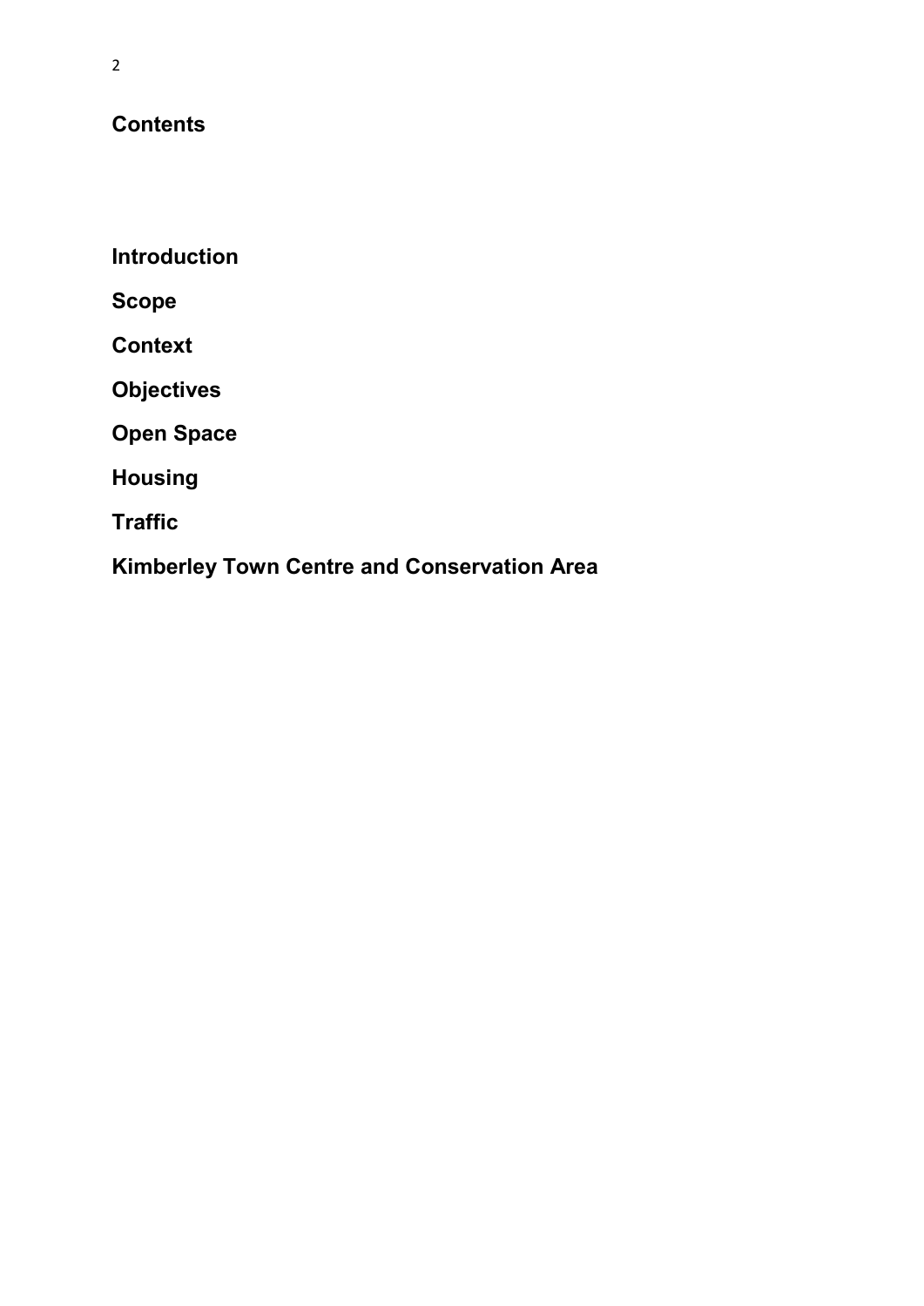## Contents

**Introduction**

**Scope**

**Context**

**Objectives**

**Open Space**

**Housing**

**Traffic**

**Kimberley Town Centre and Conservation Area**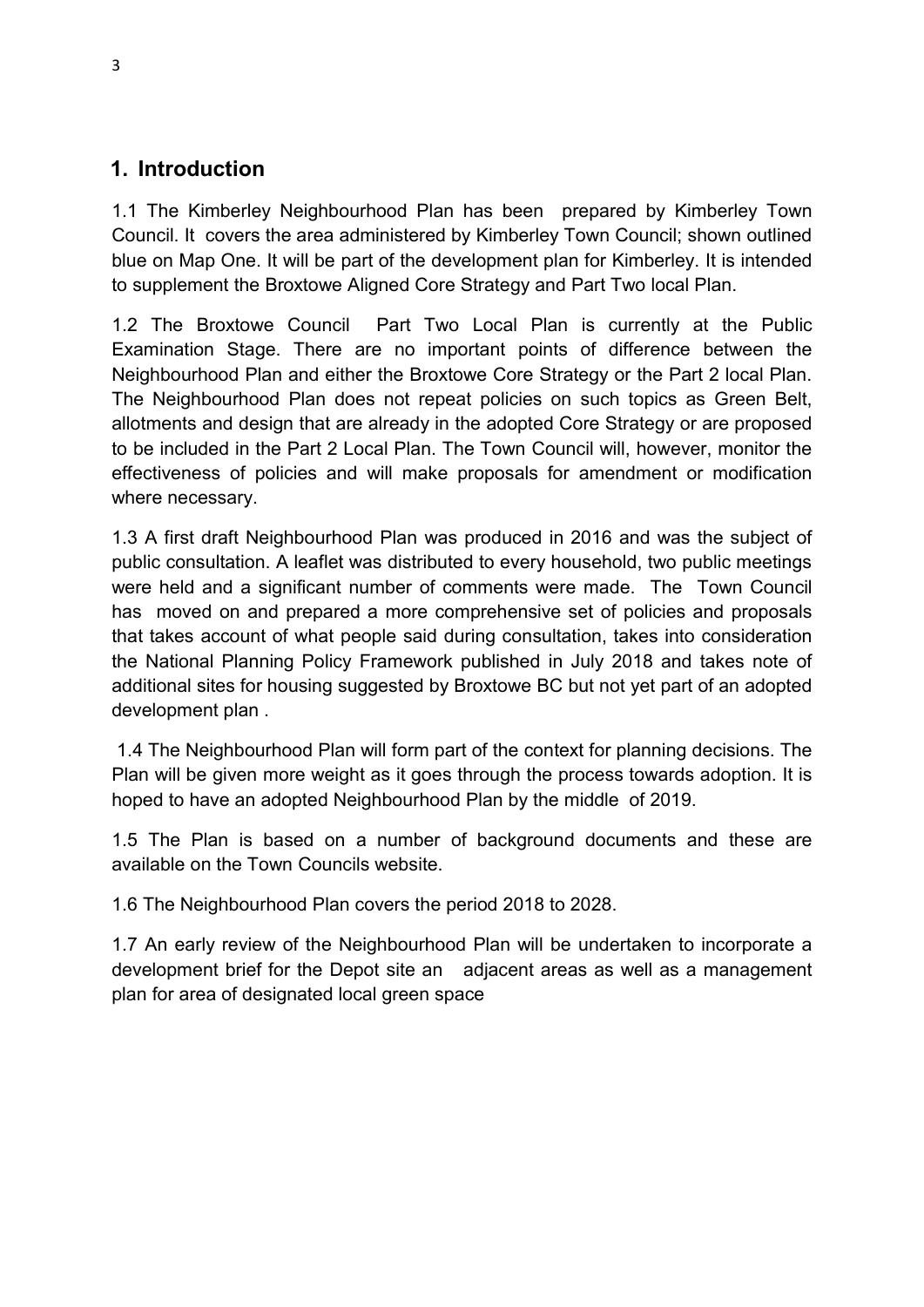## 1. Introduction

1.1 The Kimberley Neighbourhood Plan has been prepared by Kimberley Town Council. It covers the area administered by Kimberley Town Council; shown outlined blue on Map One. It will be part of the development plan for Kimberley. It is intended to supplement the Broxtowe Aligned Core Strategy and Part Two local Plan.

1.2 The Broxtowe Council Part Two Local Plan is currently at the Public Examination Stage. There are no important points of difference between the Neighbourhood Plan and either the Broxtowe Core Strategy or the Part 2 local Plan. The Neighbourhood Plan does not repeat policies on such topics as Green Belt, allotments and design that are already in the adopted Core Strategy or are proposed to be included in the Part 2 Local Plan. The Town Council will, however, monitor the effectiveness of policies and will make proposals for amendment or modification where necessary.

1.3 A first draft Neighbourhood Plan was produced in 2016 and was the subject of public consultation. A leaflet was distributed to every household, two public meetings were held and a significant number of comments were made. The Town Council has moved on and prepared a more comprehensive set of policies and proposals that takes account of what people said during consultation, takes into consideration the National Planning Policy Framework published in July 2018 and takes note of additional sites for housing suggested by Broxtowe BC but not yet part of an adopted development plan .

1.4 The Neighbourhood Plan will form part of the context for planning decisions. The Plan will be given more weight as it goes through the process towards adoption. It is hoped to have an adopted Neighbourhood Plan by the middle of 2019.

1.5 The Plan is based on a number of background documents and these are available on the Town Councils website.

1.6 The Neighbourhood Plan covers the period 2018 to 2028.

1.7 An early review of the Neighbourhood Plan will be undertaken to incorporate a development brief for the Depot site an adjacent areas as well as a management plan for area of designated local green space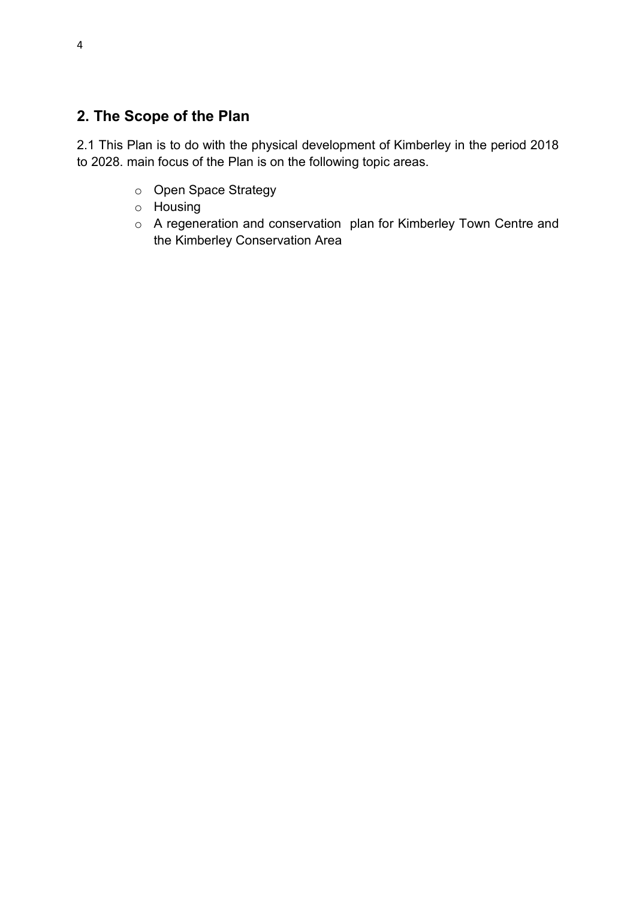## 2. The Scope of the Plan

2.1 This Plan is to do with the physical development of Kimberley in the period 2018 to 2028. main focus of the Plan is on the following topic areas.

- Open Space Strategy
- Housing
- A regeneration and conservation plan for Kimberley Town Centre and the Kimberley Conservation Area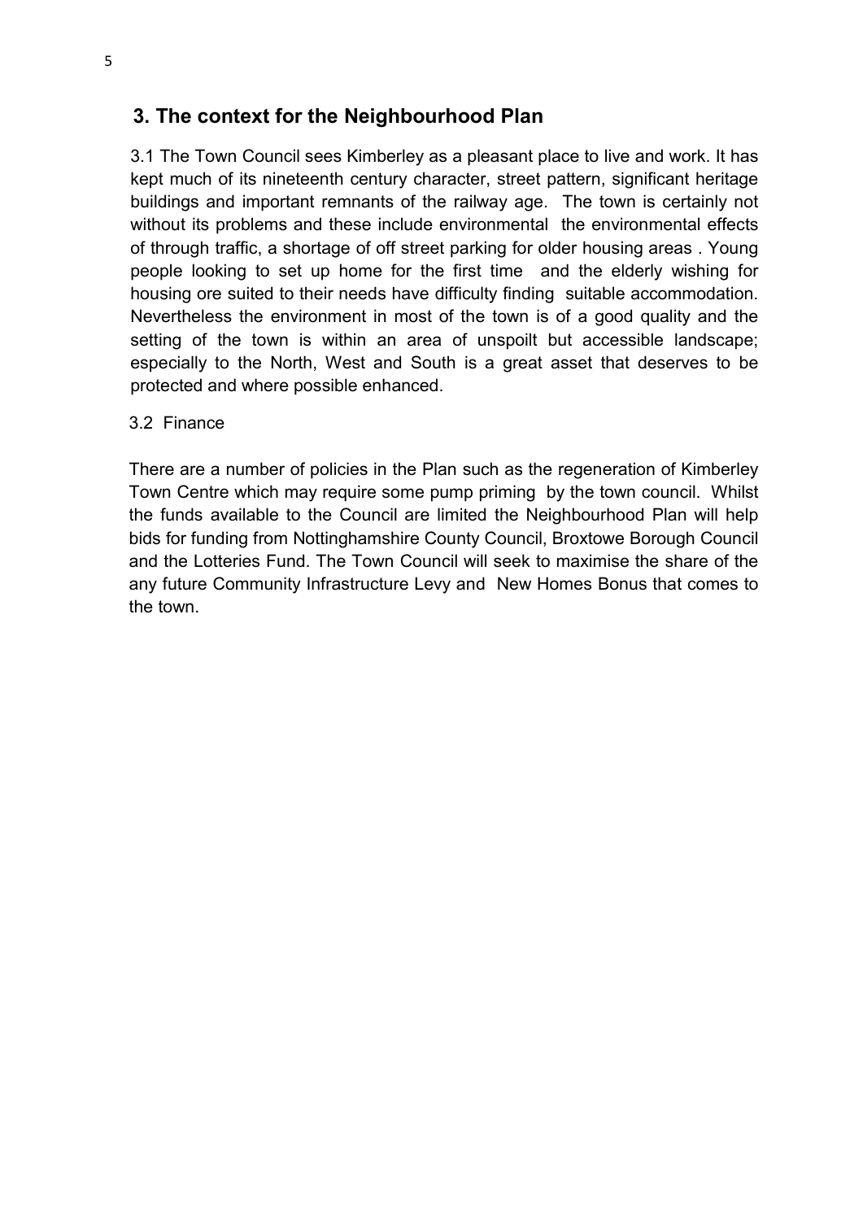## 3. The context for the Neighbourhood Plan

3.1 The Town Council sees Kimberley as a pleasant place to live and work. It has kept much of its nineteenth century character, street pattern, significant heritage buildings and important remnants of the railway age. The town is certainly not without its problems and these include environmental the environmental effects of through traffic, a shortage of off street parking for older housing areas . Young people looking to set up home for the first time and the elderly wishing for housing ore suited to their needs have difficulty finding suitable accommodation. Nevertheless the environment in most of the town is of a good quality and the setting of the town is within an area of unspoilt but accessible landscape; especially to the North, West and South is a great asset that deserves to be protected and where possible enhanced.

3.2 Finance

There are a number of policies in the Plan such as the regeneration of Kimberley Town Centre which may require some pump priming by the town council. Whilst the funds available to the Council are limited the Neighbourhood Plan will help bids for funding from Nottinghamshire County Council, Broxtowe Borough Council and the Lotteries Fund. The Town Council will seek to maximise the share of the any future Community Infrastructure Levy and New Homes Bonus that comes to the town.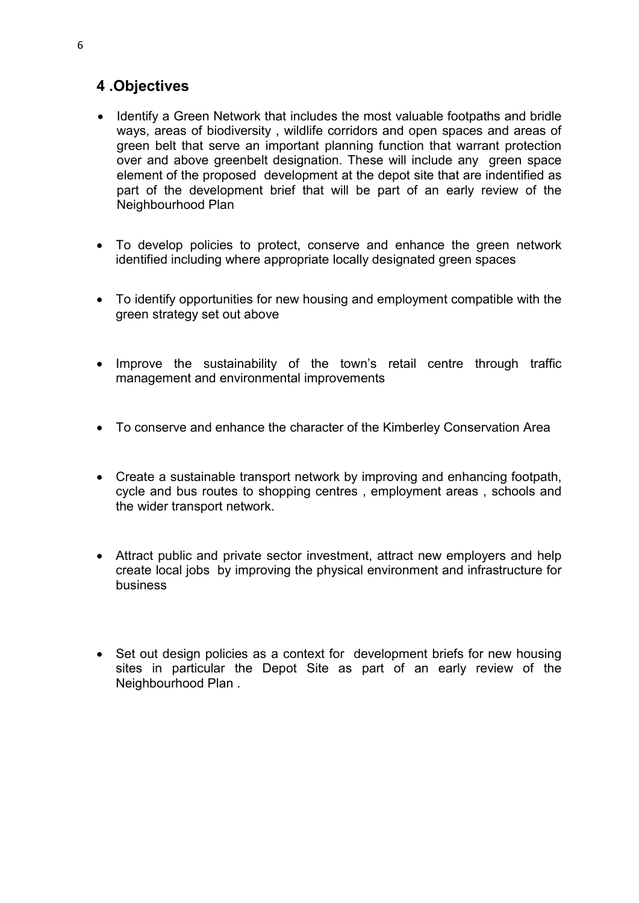## 4 .Objectives

- Identify a Green Network that includes the most valuable footpaths and bridle ways, areas of biodiversity , wildlife corridors and open spaces and areas of green belt that serve an important planning function that warrant protection over and above greenbelt designation. These will include any green space element of the proposed development at the depot site that are indentified as part of the development brief that will be part of an early review of the Neighbourhood Plan
- To develop policies to protect, conserve and enhance the green network identified including where appropriate locally designated green spaces
- To identify opportunities for new housing and employment compatible with the green strategy set out above
- Improve the sustainability of the town's retail centre through traffic management and environmental improvements
- To conserve and enhance the character of the Kimberley Conservation Area
- Create a sustainable transport network by improving and enhancing footpath, cycle and bus routes to shopping centres , employment areas , schools and the wider transport network.
- Attract public and private sector investment, attract new employers and help create local jobs by improving the physical environment and infrastructure for business
- Set out design policies as a context for development briefs for new housing sites in particular the Depot Site as part of an early review of the Neighbourhood Plan .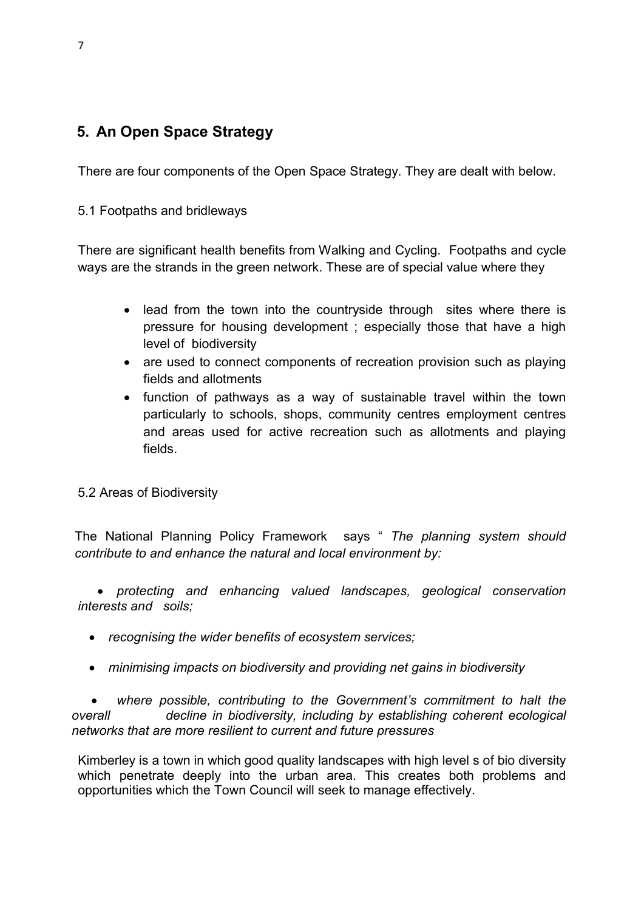## 5. An Open Space Strategy

There are four components of the Open Space Strategy. They are dealt with below.

5.1 Footpaths and bridleways

There are significant health benefits from Walking and Cycling. Footpaths and cycle ways are the strands in the green network. These are of special value where they

- lead from the town into the countryside through sites where there is pressure for housing development ; especially those that have a high level of biodiversity
- are used to connect components of recreation provision such as playing fields and allotments
- function of pathways as a way of sustainable travel within the town particularly to schools, shops, community centres employment centres and areas used for active recreation such as allotments and playing fields.

5.2 Areas of Biodiversity

The National Planning Policy Framework says " *The planning system should contribute to and enhance the natural and local environment by:*

- *protecting and enhancing valued landscapes, geological conservation interests and soils;*
- *recognising the wider benefits of ecosystem services;*
- *minimising impacts on biodiversity and providing net gains in biodiversity*
- *where possible, contributing to the Government's commitment to halt the overall decline in biodiversity, including by establishing coherent ecological networks that are more resilient to current and future pressures*

Kimberley is a town in which good quality landscapes with high level s of bio diversity which penetrate deeply into the urban area. This creates both problems and opportunities which the Town Council will seek to manage effectively.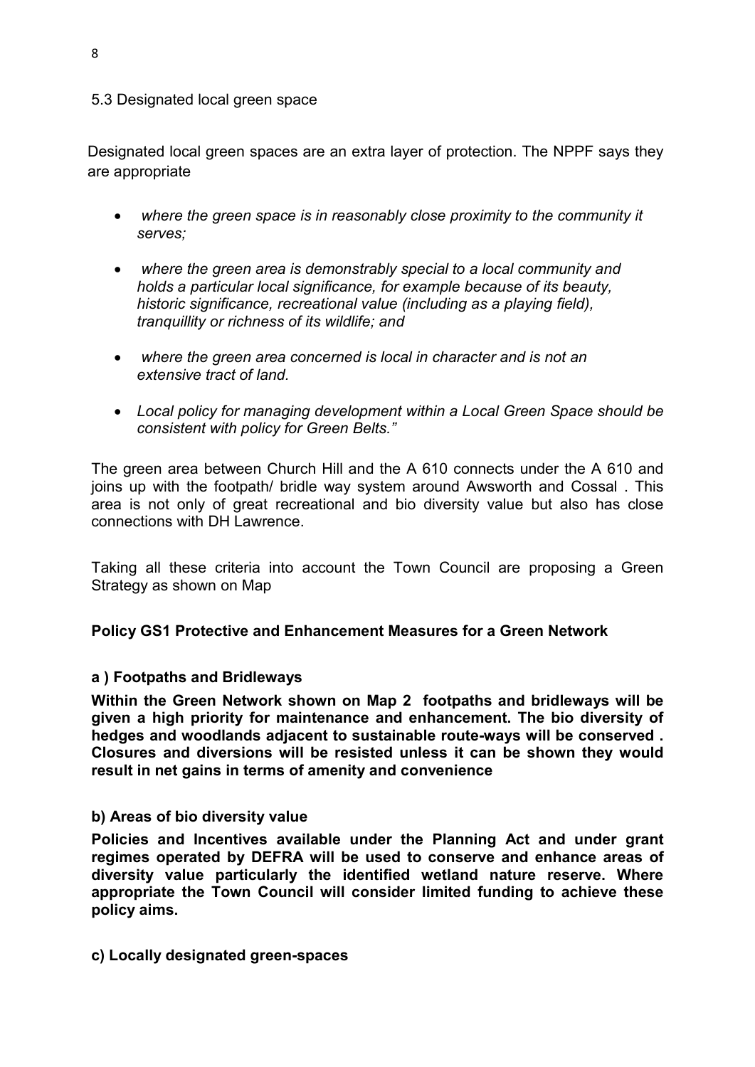## 5.3 Designated local green space

Designated local green spaces are an extra layer of protection. The NPPF says they are appropriate

- *where the green space is in reasonably close proximity to the community it serves;*
- *where the green area is demonstrably special to a local community and holds a particular local significance, for example because of its beauty, historic significance, recreational value (including as a playing field), tranquillity or richness of its wildlife; and*
- *where the green area concerned is local in character and is not an extensive tract of land.*
- *Local policy for managing development within a Local Green Space should be consistent with policy for Green Belts."*

The green area between Church Hill and the A 610 connects under the A 610 and joins up with the footpath/ bridle way system around Awsworth and Cossal . This area is not only of great recreational and bio diversity value but also has close connections with DH Lawrence.

Taking all these criteria into account the Town Council are proposing a Green Strategy as shown on Map

### Policy GS1 Protective and Enhancement Measures for a Green Network

**a ) Footpaths and Bridleways**

**Within the Green Network shown on Map 2 footpaths and bridleways will be given a high priority for maintenance and enhancement. The bio diversity of hedges and woodlands adjacent to sustainable route-ways will be conserved . Closures and diversions will be resisted unless it can be shown they would result in net gains in terms of amenity and convenience**

**b) Areas of bio diversity value**

**Policies and Incentives available under the Planning Act and under grant regimes operated by DEFRA will be used to conserve and enhance areas of diversity value particularly the identified wetland nature reserve. Where appropriate the Town Council will consider limited funding to achieve these policy aims.**

**c) Locally designated green-spaces**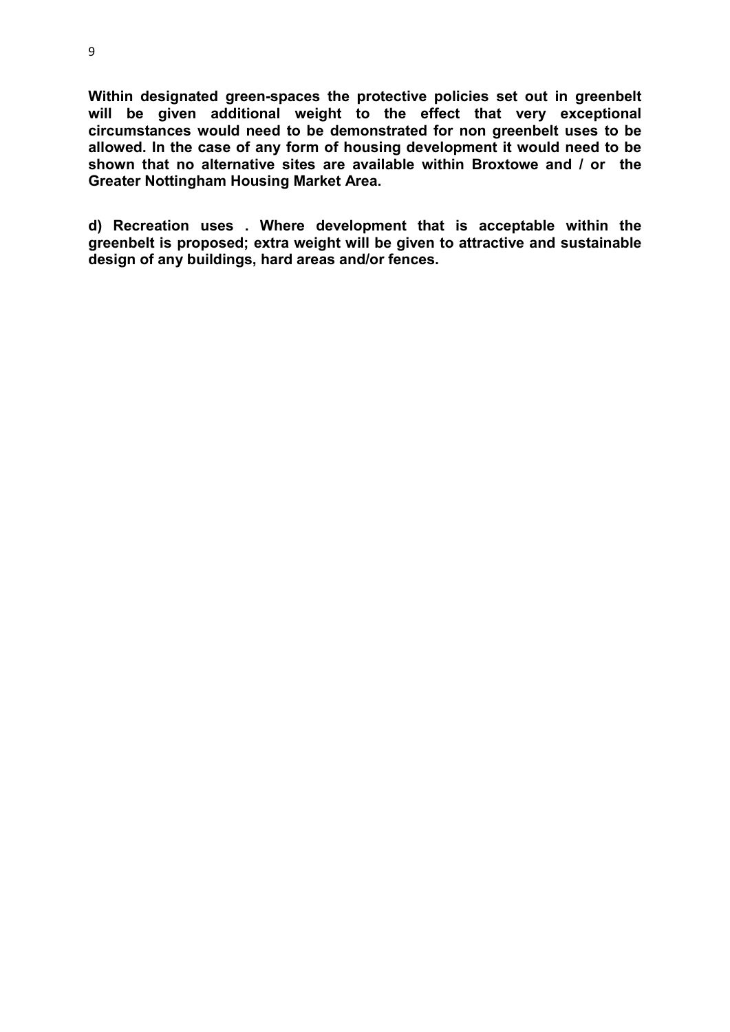**Within designated green-spaces the protective policies set out in greenbelt will be given additional weight to the effect that very exceptional circumstances would need to be demonstrated for non greenbelt uses to be allowed. In the case of any form of housing development it would need to be shown that no alternative sites are available within Broxtowe and / or the Greater Nottingham Housing Market Area.**

**d) Recreation uses . Where development that is acceptable within the greenbelt is proposed; extra weight will be given to attractive and sustainable design of any buildings, hard areas and/or fences.**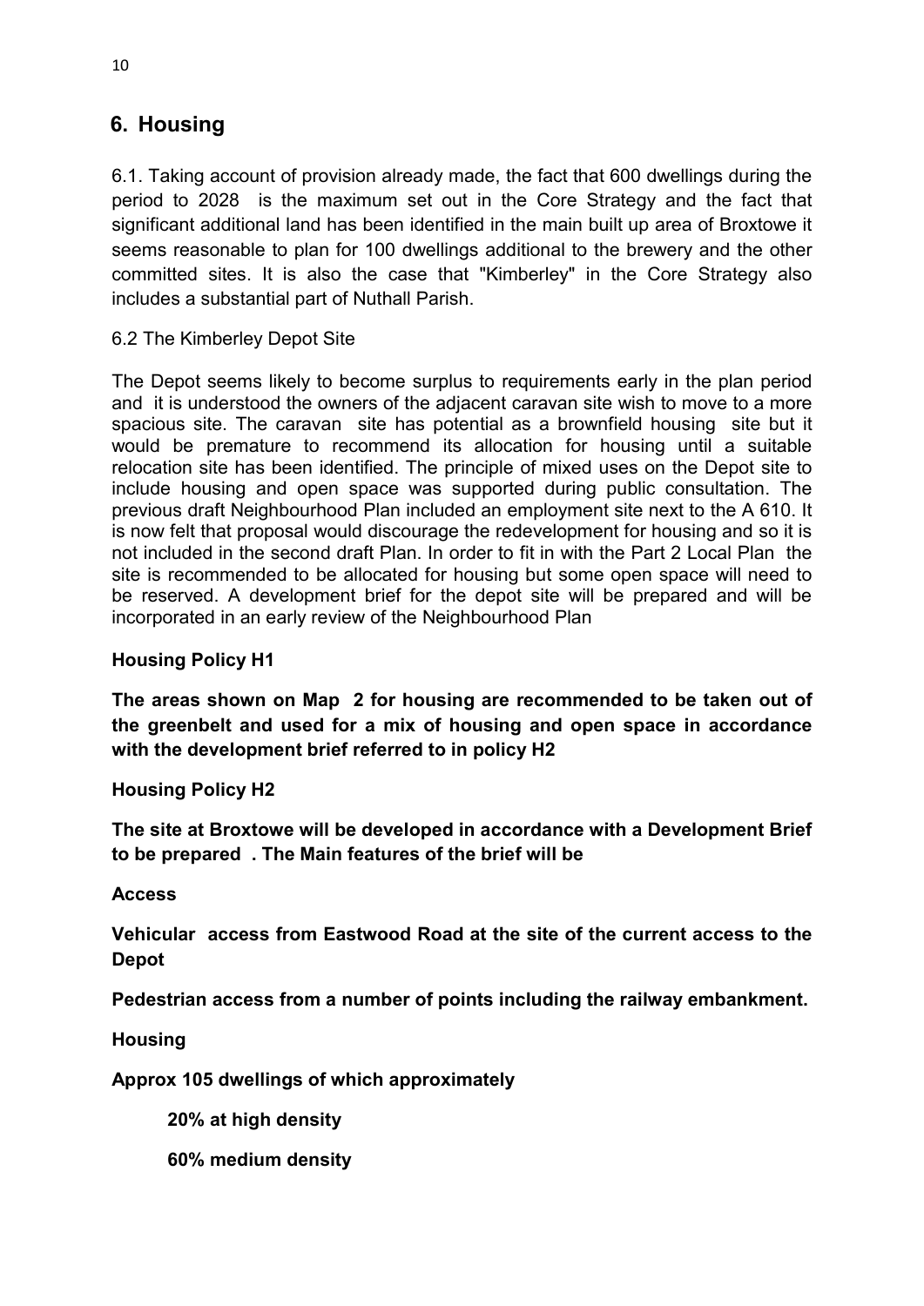## 6. Housing

6.1. Taking account of provision already made, the fact that 600 dwellings during the period to 2028 is the maximum set out in the Core Strategy and the fact that significant additional land has been identified in the main built up area of Broxtowe it seems reasonable to plan for 100 dwellings additional to the brewery and the other committed sites. It is also the case that "Kimberley" in the Core Strategy also includes a substantial part of Nuthall Parish.

6.2 The Kimberley Depot Site

The Depot seems likely to become surplus to requirements early in the plan period and it is understood the owners of the adjacent caravan site wish to move to a more spacious site. The caravan site has potential as a brownfield housing site but it would be premature to recommend its allocation for housing until a suitable relocation site has been identified. The principle of mixed uses on the Depot site to include housing and open space was supported during public consultation. The previous draft Neighbourhood Plan included an employment site next to the A 610. It is now felt that proposal would discourage the redevelopment for housing and so it is not included in the second draft Plan. In order to fit in with the Part 2 Local Plan the site is recommended to be allocated for housing but some open space will need to be reserved. A development brief for the depot site will be prepared and will be incorporated in an early review of the Neighbourhood Plan

**Housing Policy H1**

**The areas shown on Map 2 for housing are recommended to be taken out of the greenbelt and used for a mix of housing and open space in accordance with the development brief referred to in policy H2**

**Housing Policy H2**

**The site at Broxtowe will be developed in accordance with a Development Brief to be prepared . The Main features of the brief will be**

**Access**

**Vehicular access from Eastwood Road at the site of the current access to the Depot**

**Pedestrian access from a number of points including the railway embankment.**

**Housing**

**Approx 105 dwellings of which approximately**

**20% at high density**

**60% medium density**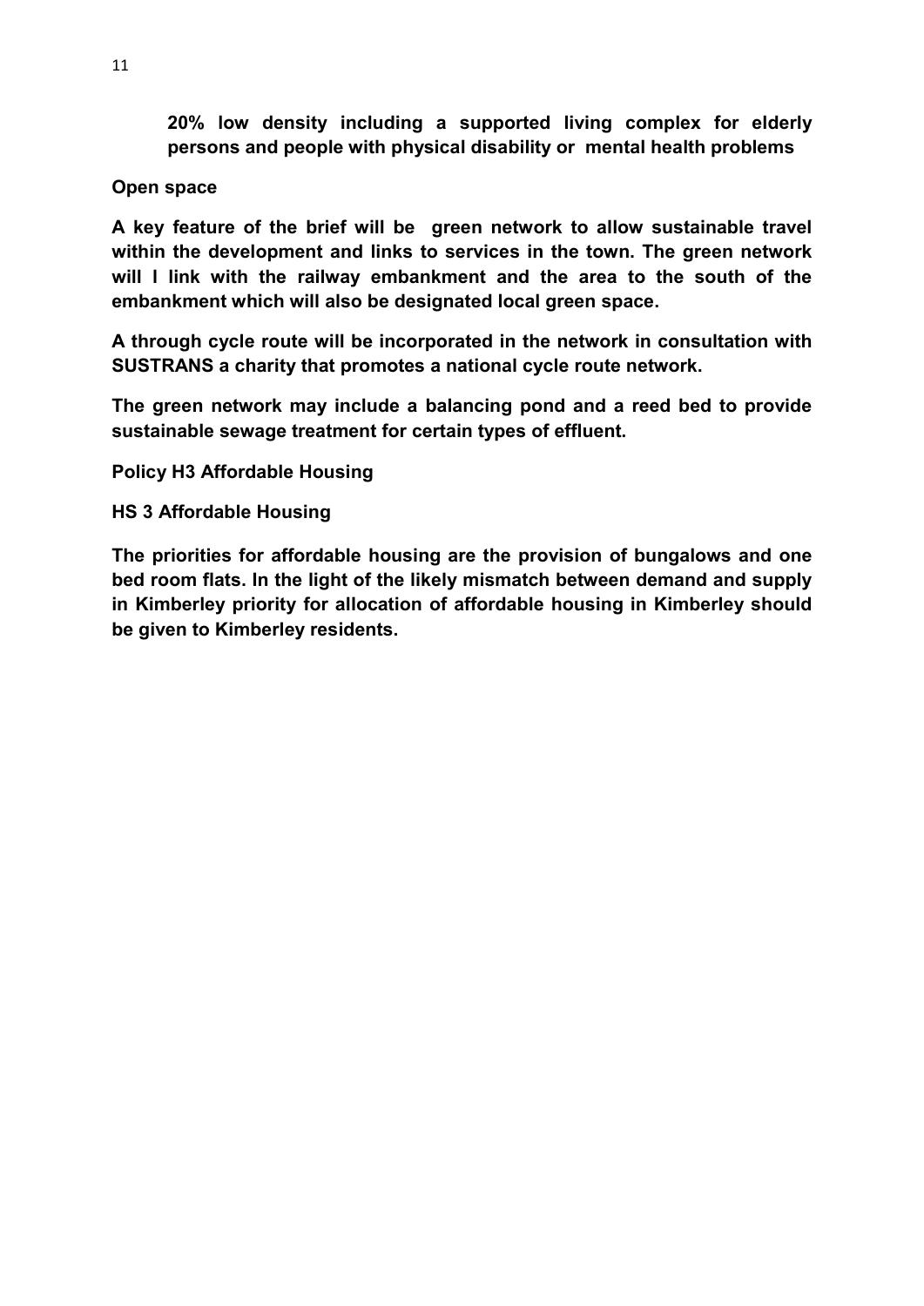**20% low density including a supported living complex for elderly persons and people with physical disability or mental health problems**

**Open space**

**A key feature of the brief will be green network to allow sustainable travel within the development and links to services in the town. The green network will l link with the railway embankment and the area to the south of the embankment which will also be designated local green space.**

**A through cycle route will be incorporated in the network in consultation with SUSTRANS a charity that promotes a national cycle route network.**

**The green network may include a balancing pond and a reed bed to provide sustainable sewage treatment for certain types of effluent.**

**Policy H3 Affordable Housing**

**HS 3 Affordable Housing**

**The priorities for affordable housing are the provision of bungalows and one bed room flats. In the light of the likely mismatch between demand and supply in Kimberley priority for allocation of affordable housing in Kimberley should be given to Kimberley residents.**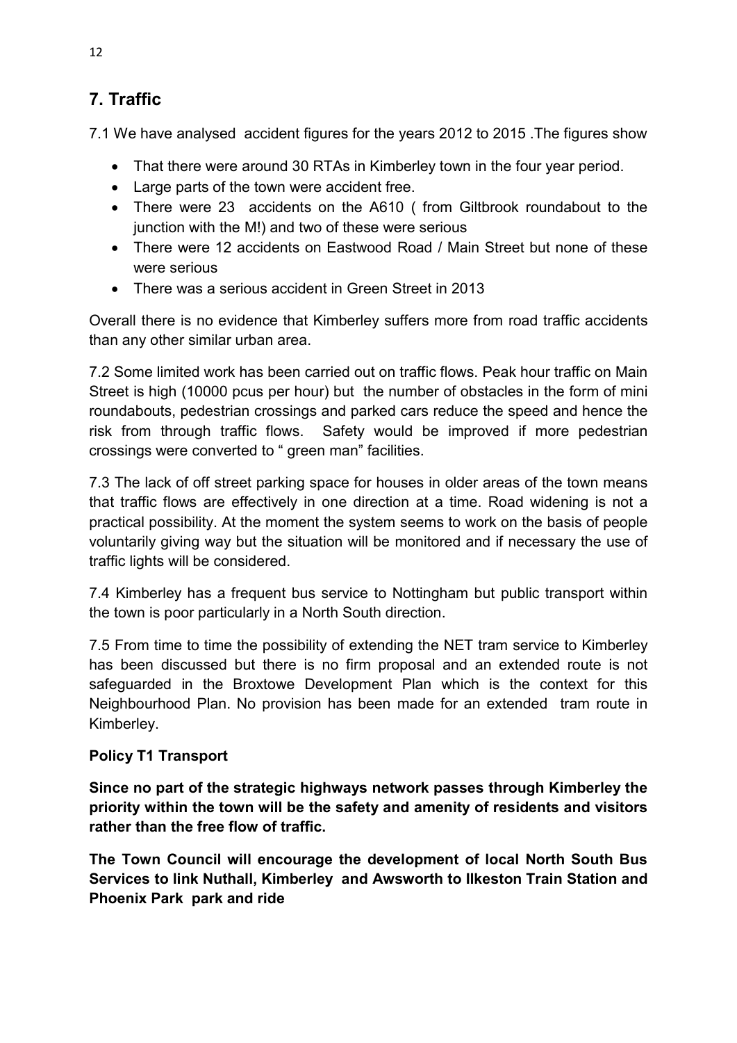## 7. Traffic

7.1 We have analysed accident figures for the years 2012 to 2015 .The figures show

- That there were around 30 RTAs in Kimberley town in the four year period.
- Large parts of the town were accident free.
- There were 23 accidents on the A610 ( from Giltbrook roundabout to the junction with the M!) and two of these were serious
- There were 12 accidents on Eastwood Road / Main Street but none of these were serious
- There was a serious accident in Green Street in 2013

Overall there is no evidence that Kimberley suffers more from road traffic accidents than any other similar urban area.

7.2 Some limited work has been carried out on traffic flows. Peak hour traffic on Main Street is high (10000 pcus per hour) but the number of obstacles in the form of mini roundabouts, pedestrian crossings and parked cars reduce the speed and hence the risk from through traffic flows. Safety would be improved if more pedestrian crossings were converted to " green man" facilities.

7.3 The lack of off street parking space for houses in older areas of the town means that traffic flows are effectively in one direction at a time. Road widening is not a practical possibility. At the moment the system seems to work on the basis of people voluntarily giving way but the situation will be monitored and if necessary the use of traffic lights will be considered.

7.4 Kimberley has a frequent bus service to Nottingham but public transport within the town is poor particularly in a North South direction.

7.5 From time to time the possibility of extending the NET tram service to Kimberley has been discussed but there is no firm proposal and an extended route is not safeguarded in the Broxtowe Development Plan which is the context for this Neighbourhood Plan. No provision has been made for an extended tram route in Kimberley.

**Policy T1 Transport**

**Since no part of the strategic highways network passes through Kimberley the priority within the town will be the safety and amenity of residents and visitors rather than the free flow of traffic.**

**The Town Council will encourage the development of local North South Bus Services to link Nuthall, Kimberley and Awsworth to Ilkeston Train Station and Phoenix Park park and ride**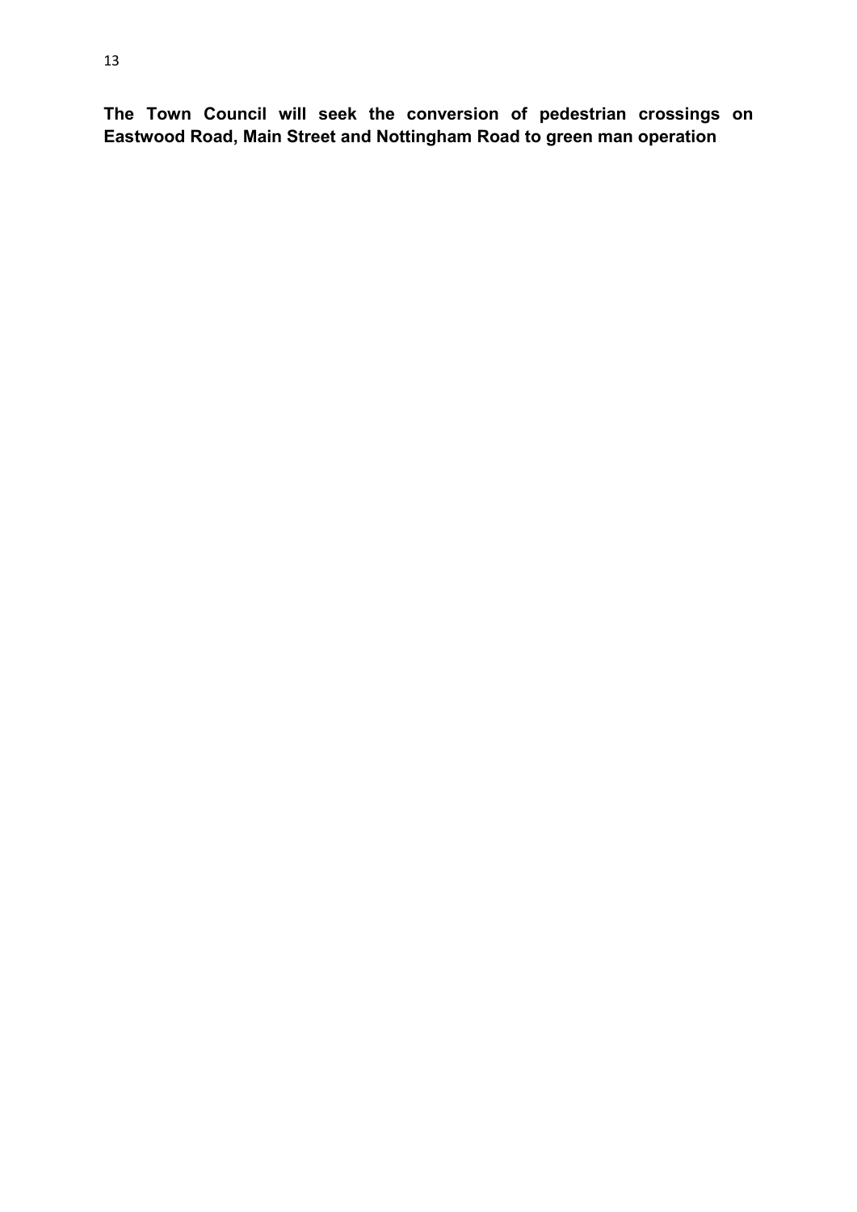**The Town Council will seek the conversion of pedestrian crossings on Eastwood Road, Main Street and Nottingham Road to green man operation**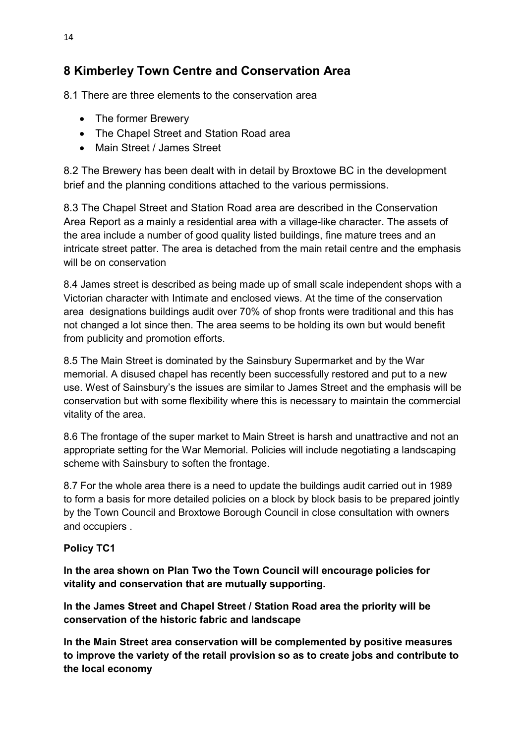## 8 Kimberley Town Centre and Conservation Area

8.1 There are three elements to the conservation area

- The former Brewery
- The Chapel Street and Station Road area
- Main Street / James Street

8.2 The Brewery has been dealt with in detail by Broxtowe BC in the development brief and the planning conditions attached to the various permissions.

8.3 The Chapel Street and Station Road area are described in the Conservation Area Report as a mainly a residential area with a village-like character. The assets of the area include a number of good quality listed buildings, fine mature trees and an intricate street patter. The area is detached from the main retail centre and the emphasis will be on conservation

8.4 James street is described as being made up of small scale independent shops with a Victorian character with Intimate and enclosed views. At the time of the conservation area designations buildings audit over 70% of shop fronts were traditional and this has not changed a lot since then. The area seems to be holding its own but would benefit from publicity and promotion efforts.

8.5 The Main Street is dominated by the Sainsbury Supermarket and by the War memorial. A disused chapel has recently been successfully restored and put to a new use. West of Sainsbury's the issues are similar to James Street and the emphasis will be conservation but with some flexibility where this is necessary to maintain the commercial vitality of the area.

8.6 The frontage of the super market to Main Street is harsh and unattractive and not an appropriate setting for the War Memorial. Policies will include negotiating a landscaping scheme with Sainsbury to soften the frontage.

8.7 For the whole area there is a need to update the buildings audit carried out in 1989 to form a basis for more detailed policies on a block by block basis to be prepared jointly by the Town Council and Broxtowe Borough Council in close consultation with owners and occupiers .

**Policy TC1**

**In the area shown on Plan Two the Town Council will encourage policies for vitality and conservation that are mutually supporting.**

**In the James Street and Chapel Street / Station Road area the priority will be conservation of the historic fabric and landscape**

**In the Main Street area conservation will be complemented by positive measures to improve the variety of the retail provision so as to create jobs and contribute to the local economy**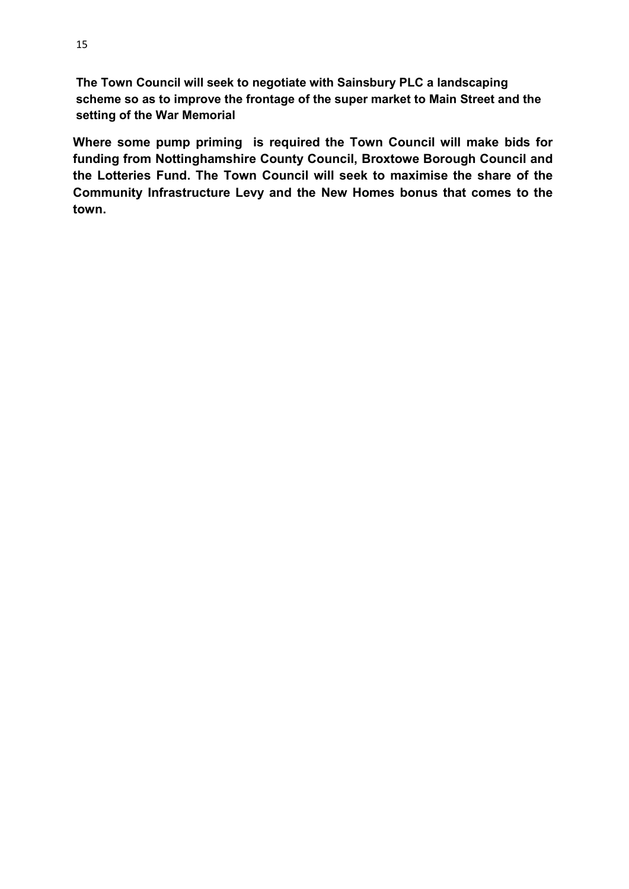**The Town Council will seek to negotiate with Sainsbury PLC a landscaping scheme so as to improve the frontage of the super market to Main Street and the setting of the War Memorial**

**Where some pump priming is required the Town Council will make bids for funding from Nottinghamshire County Council, Broxtowe Borough Council and the Lotteries Fund. The Town Council will seek to maximise the share of the Community Infrastructure Levy and the New Homes bonus that comes to the town.**